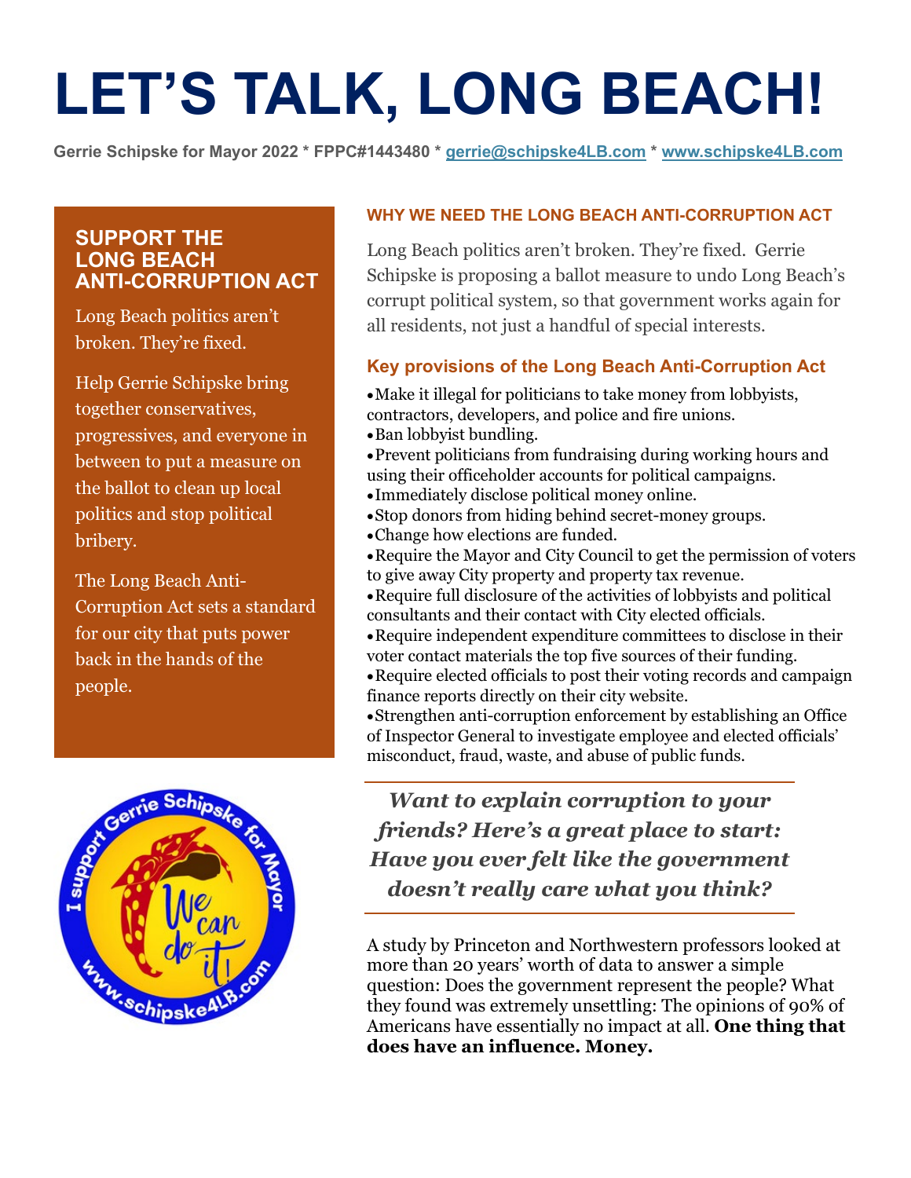# LET'S TALK, LONG BEACH!

**Gerrie Schipske for Mayor 2022 * FPPC#1443480 * gerrie@schipske4LB.com * www.schipske4LB.com**

## SUPPORT THE LONG BEACH ANTI-CORRUPTION ACT

Long Beach politics aren't broken. They're fixed.

Help Gerrie Schipske bring together conservatives, progressives, and everyone in between to put a measure on the ballot to clean up local politics and stop political bribery.

The Long Beach Anti-Corruption Act sets a standard for our city that puts power back in the hands of the people.

### WHY WE NEED THE LONG BEACH ANTI-CORRUPTION ACT

Long Beach politics aren't broken. They're fixed. Gerrie Schipske is proposing a ballot measure to undo Long Beach's corrupt political system, so that government works again for all residents, not just a handful of special interests.

### Key provisions of the Long Beach Anti-Corruption Act

- Make it illegal for politicians to take money from lobbyists, contractors, developers, and police and fire unions.
- Ban lobbyist bundling.
- Prevent politicians from fundraising during working hours and using their officeholder accounts for political campaigns.
- Immediately disclose political money online.
- Stop donors from hiding behind secret-money groups.
- Change how elections are funded.
- Require the Mayor and City Council to get the permission of voters to give away City property and property tax revenue.
- Require full disclosure of the activities of lobbyists and political consultants and their contact with City elected officials.
- Require independent expenditure committees to disclose in their voter contact materials the top five sources of their funding.
- Require elected officials to post their voting records and campaign finance reports directly on their city website.
- Strengthen anti-corruption enforcement by establishing an Office of Inspector General to investigate employee and elected officials' misconduct, fraud, waste, and abuse of public funds.

***Want to explain corruption to your friends? Here's a great place to start: Have you ever felt like the government doesn't really care what you think?***

A study by Princeton and Northwestern professors looked at more than 20 years' worth of data to answer a simple question: Does the government represent the people? What they found was extremely unsettling: The opinions of 90% of Americans have essentially no impact at all. **One thing that does have an influence. Money.**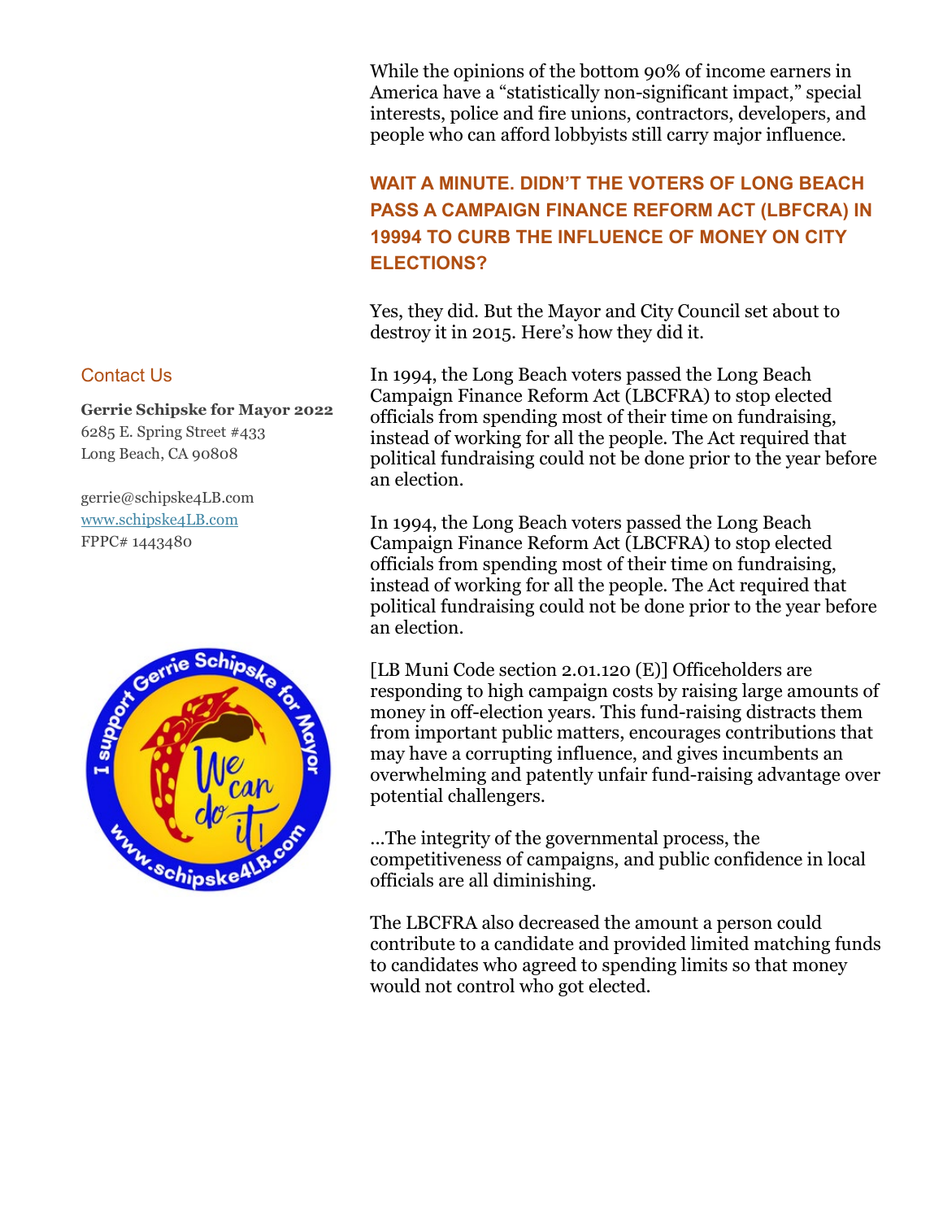While the opinions of the bottom 90% of income earners in America have a "statistically non-significant impact," special interests, police and fire unions, contractors, developers, and people who can afford lobbyists still carry major influence.

### WAIT A MINUTE. DIDN'T THE VOTERS OF LONG BEACH PASS A CAMPAIGN FINANCE REFORM ACT (LBFCRA) IN 19994 TO CURB THE INFLUENCE OF MONEY ON CITY ELECTIONS?

Yes, they did. But the Mayor and City Council set about to destroy it in 2015. Here's how they did it.

In 1994, the Long Beach voters passed the Long Beach Campaign Finance Reform Act (LBCFRA) to stop elected officials from spending most of their time on fundraising, instead of working for all the people. The Act required that political fundraising could not be done prior to the year before an election.

In 1994, the Long Beach voters passed the Long Beach Campaign Finance Reform Act (LBCFRA) to stop elected officials from spending most of their time on fundraising, instead of working for all the people. The Act required that political fundraising could not be done prior to the year before an election.

[LB Muni Code section 2.01.120 (E)] Officeholders are responding to high campaign costs by raising large amounts of money in off-election years. This fund-raising distracts them from important public matters, encourages contributions that may have a corrupting influence, and gives incumbents an overwhelming and patently unfair fund-raising advantage over potential challengers.

...The integrity of the governmental process, the competitiveness of campaigns, and public confidence in local officials are all diminishing.

The LBCFRA also decreased the amount a person could contribute to a candidate and provided limited matching funds to candidates who agreed to spending limits so that money would not control who got elected.

## Contact Us

**Gerrie Schipske for Mayor 2022**
6285 E. Spring Street #433
Long Beach, CA 90808

gerrie@schipske4LB.com
www.schipske4LB.com
FPPC# 1443480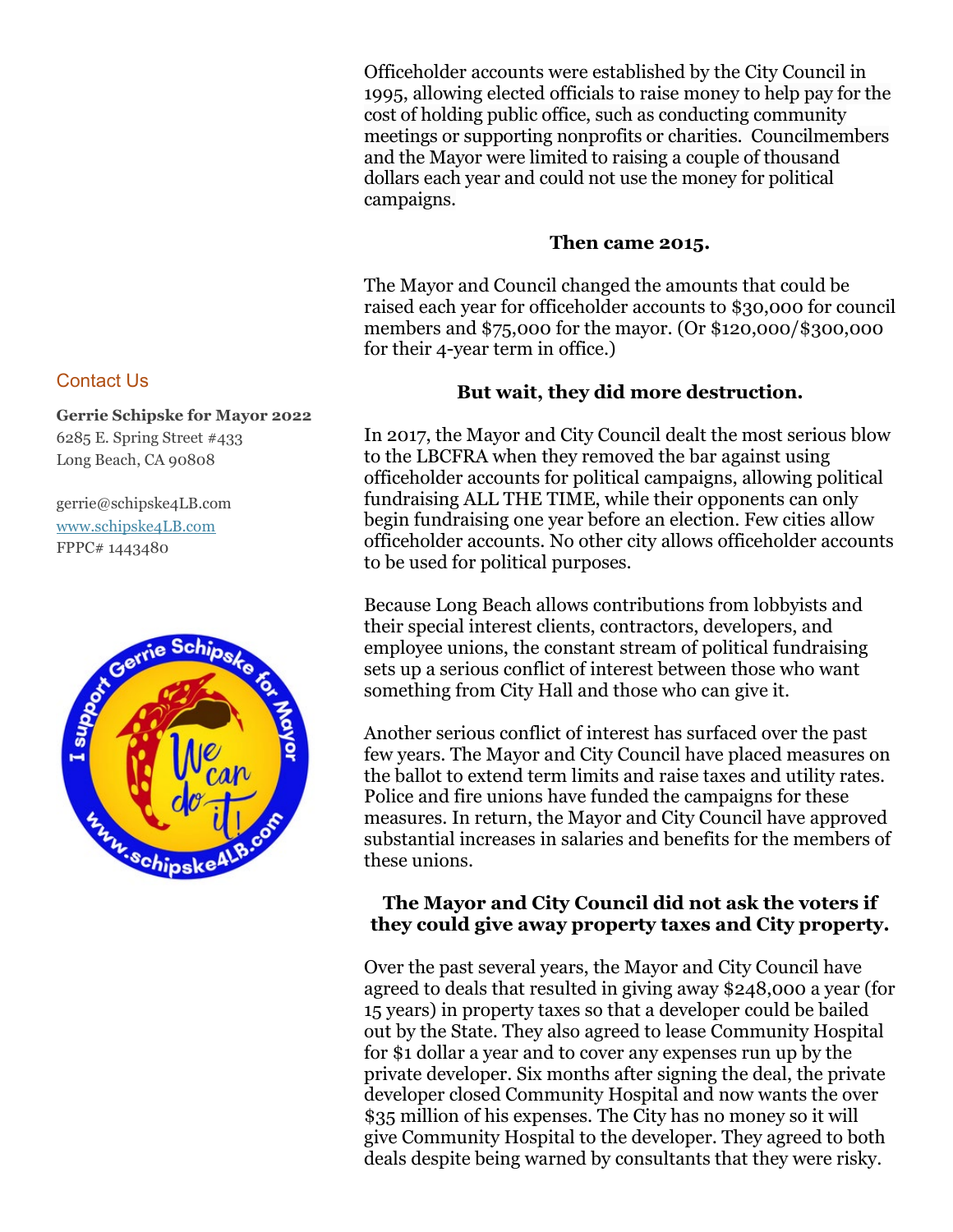Officeholder accounts were established by the City Council in 1995, allowing elected officials to raise money to help pay for the cost of holding public office, such as conducting community meetings or supporting nonprofits or charities. Councilmembers and the Mayor were limited to raising a couple of thousand dollars each year and could not use the money for political campaigns.

**Then came 2015.**

The Mayor and Council changed the amounts that could be raised each year for officeholder accounts to $30,000 for council members and $75,000 for the mayor. (Or $120,000/$300,000 for their 4-year term in office.)

**But wait, they did more destruction.**

In 2017, the Mayor and City Council dealt the most serious blow to the LBCFRA when they removed the bar against using officeholder accounts for political campaigns, allowing political fundraising ALL THE TIME, while their opponents can only begin fundraising one year before an election. Few cities allow officeholder accounts. No other city allows officeholder accounts to be used for political purposes.

Because Long Beach allows contributions from lobbyists and their special interest clients, contractors, developers, and employee unions, the constant stream of political fundraising sets up a serious conflict of interest between those who want something from City Hall and those who can give it.

Another serious conflict of interest has surfaced over the past few years. The Mayor and City Council have placed measures on the ballot to extend term limits and raise taxes and utility rates. Police and fire unions have funded the campaigns for these measures. In return, the Mayor and City Council have approved substantial increases in salaries and benefits for the members of these unions.

**The Mayor and City Council did not ask the voters if they could give away property taxes and City property.**

Over the past several years, the Mayor and City Council have agreed to deals that resulted in giving away $248,000 a year (for 15 years) in property taxes so that a developer could be bailed out by the State. They also agreed to lease Community Hospital for $1 dollar a year and to cover any expenses run up by the private developer. Six months after signing the deal, the private developer closed Community Hospital and now wants the over $35 million of his expenses. The City has no money so it will give Community Hospital to the developer. They agreed to both deals despite being warned by consultants that they were risky.

Contact Us

**Gerrie Schipske for Mayor 2022**
6285 E. Spring Street #433
Long Beach, CA 90808

gerrie@schipske4LB.com
www.schipske4LB.com
FPPC# 1443480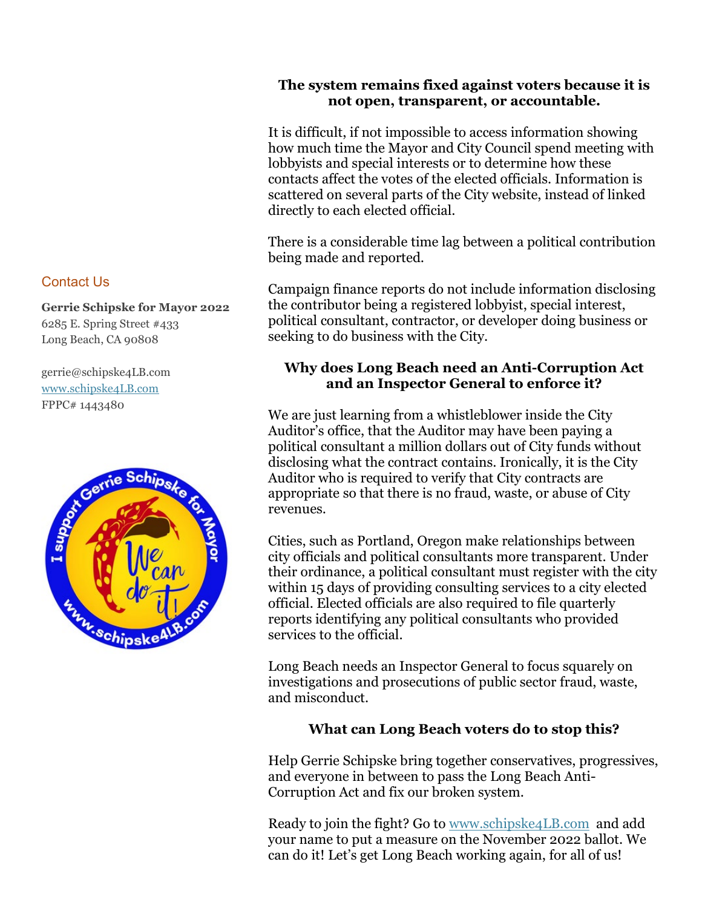### The system remains fixed against voters because it is not open, transparent, or accountable.

It is difficult, if not impossible to access information showing how much time the Mayor and City Council spend meeting with lobbyists and special interests or to determine how these contacts affect the votes of the elected officials. Information is scattered on several parts of the City website, instead of linked directly to each elected official.

There is a considerable time lag between a political contribution being made and reported.

Campaign finance reports do not include information disclosing the contributor being a registered lobbyist, special interest, political consultant, contractor, or developer doing business or seeking to do business with the City.

### Why does Long Beach need an Anti-Corruption Act and an Inspector General to enforce it?

We are just learning from a whistleblower inside the City Auditor's office, that the Auditor may have been paying a political consultant a million dollars out of City funds without disclosing what the contract contains. Ironically, it is the City Auditor who is required to verify that City contracts are appropriate so that there is no fraud, waste, or abuse of City revenues.

Cities, such as Portland, Oregon make relationships between city officials and political consultants more transparent. Under their ordinance, a political consultant must register with the city within 15 days of providing consulting services to a city elected official. Elected officials are also required to file quarterly reports identifying any political consultants who provided services to the official.

Long Beach needs an Inspector General to focus squarely on investigations and prosecutions of public sector fraud, waste, and misconduct.

### What can Long Beach voters do to stop this?

Help Gerrie Schipske bring together conservatives, progressives, and everyone in between to pass the Long Beach Anti-Corruption Act and fix our broken system.

Ready to join the fight? Go to www.schipske4LB.com and add your name to put a measure on the November 2022 ballot. We can do it! Let's get Long Beach working again, for all of us!

Contact Us

**Gerrie Schipske for Mayor 2022**
6285 E. Spring Street #433
Long Beach, CA 90808

gerrie@schipske4LB.com
www.schipske4LB.com
FPPC# 1443480

I support Gerrie Schipske for Mayor
We can do it!
www.schipske4LB.com